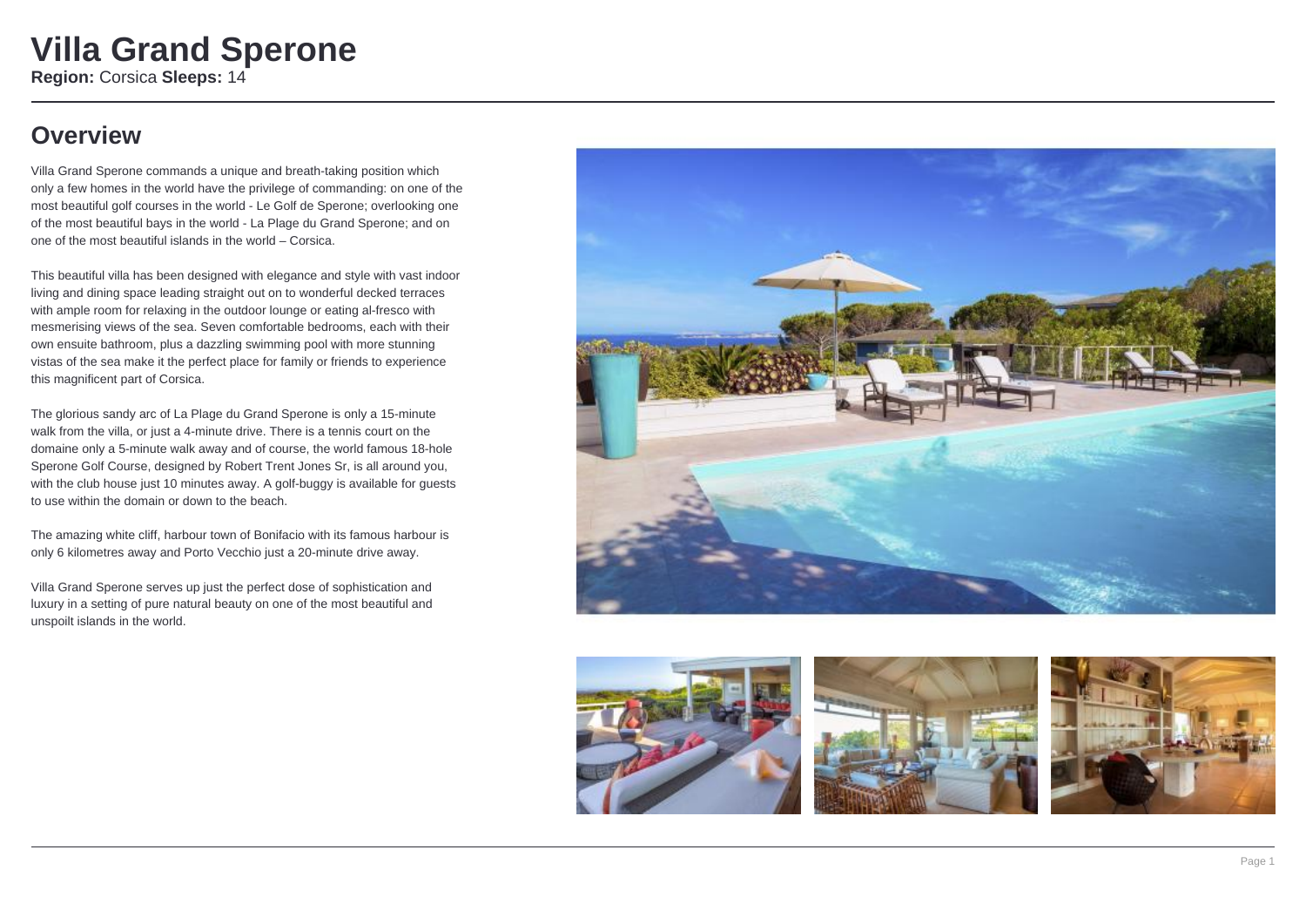# Villa Grand Sperone

**Region:** Corsica **Sleeps:** 14

## Overview

Villa Grand Sperone commands a unique and breath-taking position which only a few homes in the world have the privilege of commanding: on one of the most beautiful golf courses in the world - Le Golf de Sperone; overlooking one of the most beautiful bays in the world - La Plage du Grand Sperone; and on one of the most beautiful islands in the world – Corsica.

This beautiful villa has been designed with elegance and style with vast indoor living and dining space leading straight out on to wonderful decked terraces with ample room for relaxing in the outdoor lounge or eating al-fresco with mesmerising views of the sea. Seven comfortable bedrooms, each with their own ensuite bathroom, plus a dazzling swimming pool with more stunning vistas of the sea make it the perfect place for family or friends to experience this magnificent part of Corsica.

The glorious sandy arc of La Plage du Grand Sperone is only a 15-minute walk from the villa, or just a 4-minute drive. There is a tennis court on the domaine only a 5-minute walk away and of course, the world famous 18-hole Sperone Golf Course, designed by Robert Trent Jones Sr, is all around you, with the club house just 10 minutes away. A golf-buggy is available for guests to use within the domain or down to the beach.

The amazing white cliff, harbour town of Bonifacio with its famous harbour is only 6 kilometres away and Porto Vecchio just a 20-minute drive away.

Villa Grand Sperone serves up just the perfect dose of sophistication and luxury in a setting of pure natural beauty on one of the most beautiful and unspoilt islands in the world.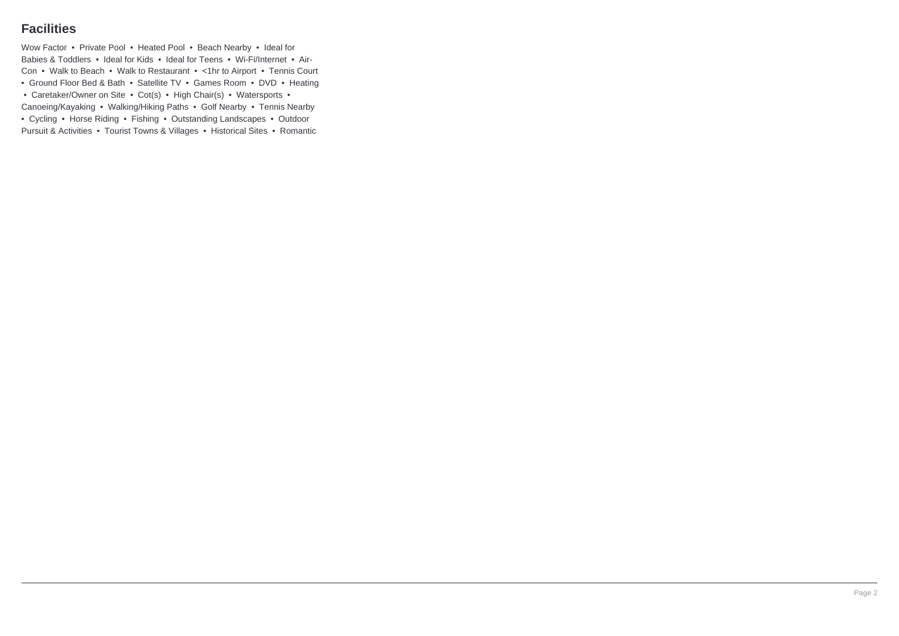## Facilities

Wow Factor • Private Pool • Heated Pool • Beach Nearby • Ideal for Babies & Toddlers • Ideal for Kids • Ideal for Teens • Wi-Fi/Internet • Air-Con • Walk to Beach • Walk to Restaurant • <1hr to Airport • Tennis Court • Ground Floor Bed & Bath • Satellite TV • Games Room • DVD • Heating • Caretaker/Owner on Site • Cot(s) • High Chair(s) • Watersports • Canoeing/Kayaking • Walking/Hiking Paths • Golf Nearby • Tennis Nearby • Cycling • Horse Riding • Fishing • Outstanding Landscapes • Outdoor Pursuit & Activities • Tourist Towns & Villages • Historical Sites • Romantic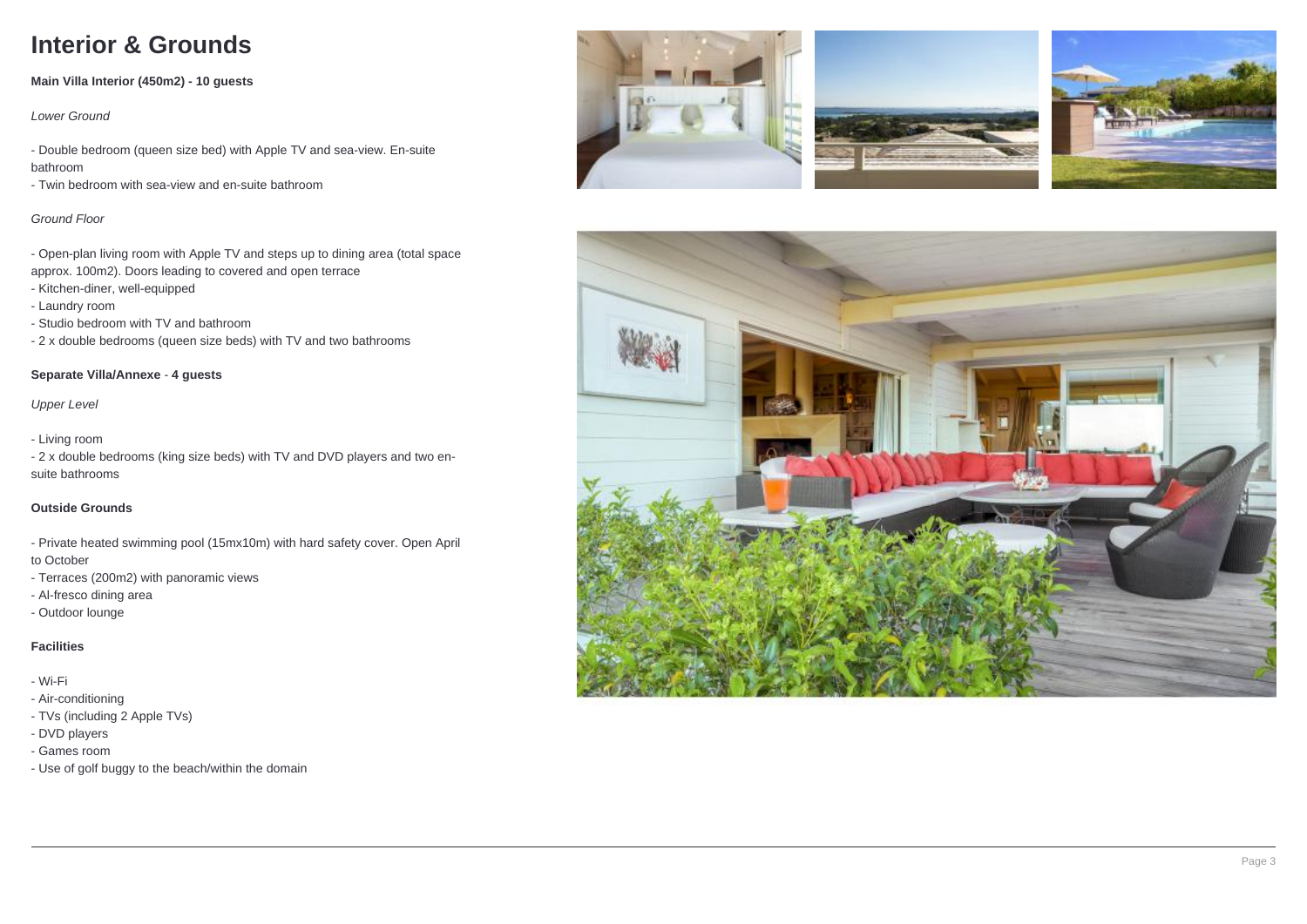# Interior & Grounds

**Main Villa Interior (450m2) - 10 guests**

*Lower Ground*

- Double bedroom (queen size bed) with Apple TV and sea-view. En-suite bathroom
- Twin bedroom with sea-view and en-suite bathroom

*Ground Floor*

- Open-plan living room with Apple TV and steps up to dining area (total space approx. 100m2). Doors leading to covered and open terrace
- Kitchen-diner, well-equipped
- Laundry room
- Studio bedroom with TV and bathroom
- 2 x double bedrooms (queen size beds) with TV and two bathrooms

**Separate Villa/Annexe** - **4 guests**

*Upper Level*

- Living room
- 2 x double bedrooms (king size beds) with TV and DVD players and two en-suite bathrooms

**Outside Grounds**

- Private heated swimming pool (15mx10m) with hard safety cover. Open April to October
- Terraces (200m2) with panoramic views
- Al-fresco dining area
- Outdoor lounge

**Facilities**

- Wi-Fi
- Air-conditioning
- TVs (including 2 Apple TVs)
- DVD players
- Games room
- Use of golf buggy to the beach/within the domain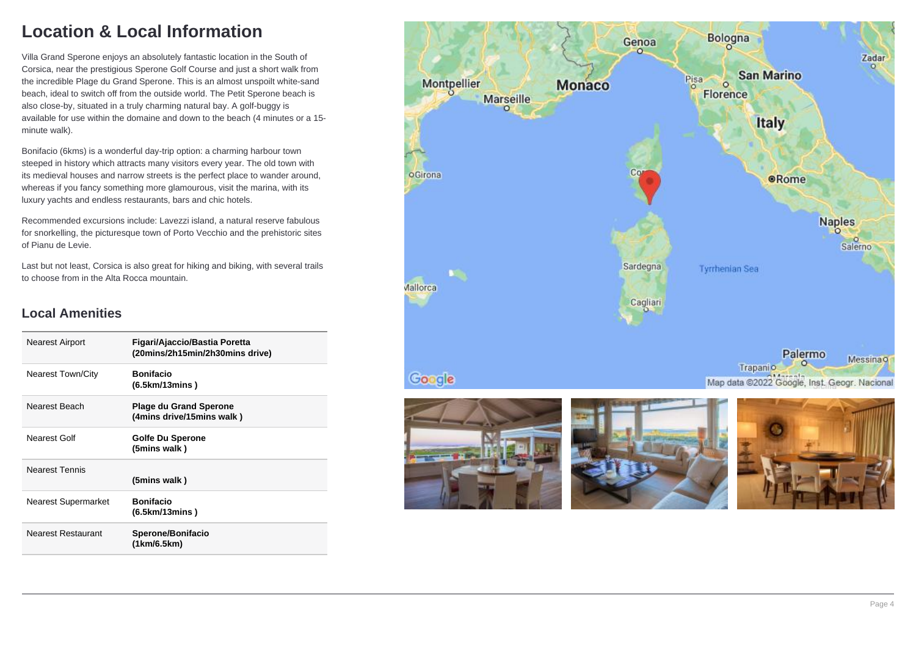# Location & Local Information

Villa Grand Sperone enjoys an absolutely fantastic location in the South of Corsica, near the prestigious Sperone Golf Course and just a short walk from the incredible Plage du Grand Sperone. This is an almost unspoilt white-sand beach, ideal to switch off from the outside world. The Petit Sperone beach is also close-by, situated in a truly charming natural bay. A golf-buggy is available for use within the domaine and down to the beach (4 minutes or a 15-minute walk).

Bonifacio (6kms) is a wonderful day-trip option: a charming harbour town steeped in history which attracts many visitors every year. The old town with its medieval houses and narrow streets is the perfect place to wander around, whereas if you fancy something more glamourous, visit the marina, with its luxury yachts and endless restaurants, bars and chic hotels.

Recommended excursions include: Lavezzi island, a natural reserve fabulous for snorkelling, the picturesque town of Porto Vecchio and the prehistoric sites of Pianu de Levie.

Last but not least, Corsica is also great for hiking and biking, with several trails to choose from in the Alta Rocca mountain.

## Local Amenities

| | |
|---|---|
| Nearest Airport | **Figari/Ajaccio/Bastia Poretta (20mins/2h15min/2h30mins drive)** |
| Nearest Town/City | **Bonifacio (6.5km/13mins )** |
| Nearest Beach | **Plage du Grand Sperone (4mins drive/15mins walk )** |
| Nearest Golf | **Golfe Du Sperone (5mins walk )** |
| Nearest Tennis | **(5mins walk )** |
| Nearest Supermarket | **Bonifacio (6.5km/13mins )** |
| Nearest Restaurant | **Sperone/Bonifacio (1km/6.5km)** |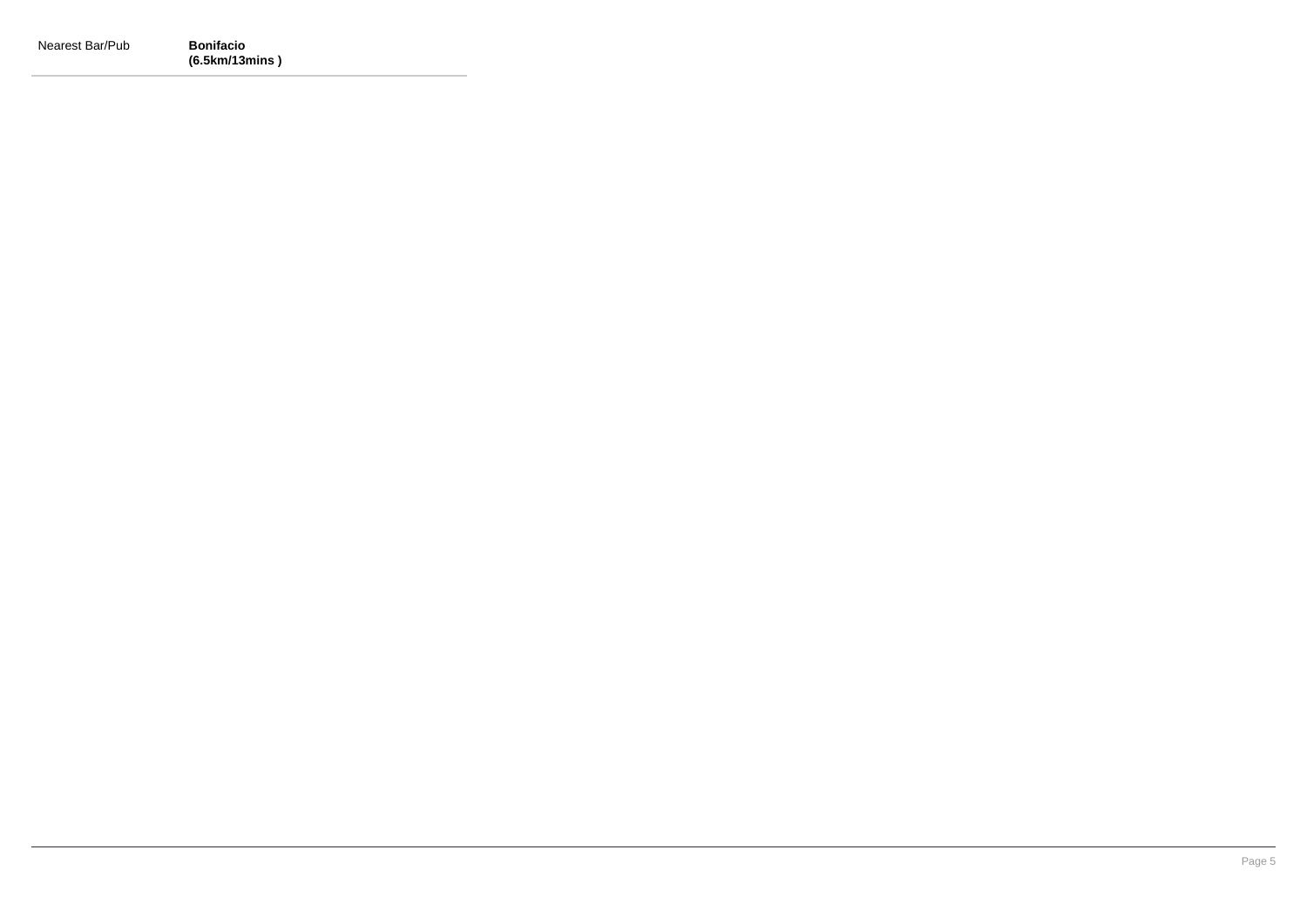| Nearest Bar/Pub | **Bonifacio (6.5km/13mins )** |
| --- | --- |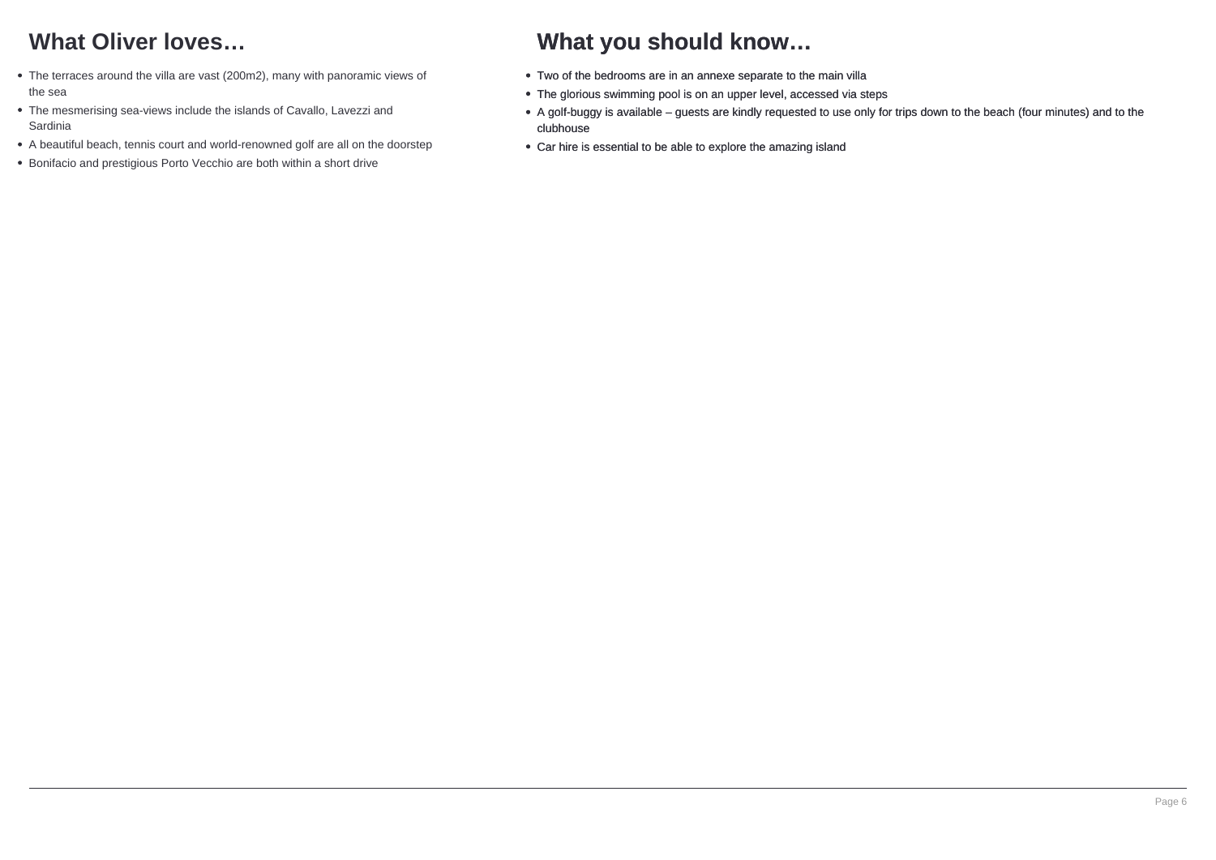## What Oliver loves…

- The terraces around the villa are vast (200m2), many with panoramic views of the sea
- The mesmerising sea-views include the islands of Cavallo, Lavezzi and Sardinia
- A beautiful beach, tennis court and world-renowned golf are all on the doorstep
- Bonifacio and prestigious Porto Vecchio are both within a short drive

## What you should know…

- Two of the bedrooms are in an annexe separate to the main villa
- The glorious swimming pool is on an upper level, accessed via steps
- A golf-buggy is available – guests are kindly requested to use only for trips down to the beach (four minutes) and to the clubhouse
- Car hire is essential to be able to explore the amazing island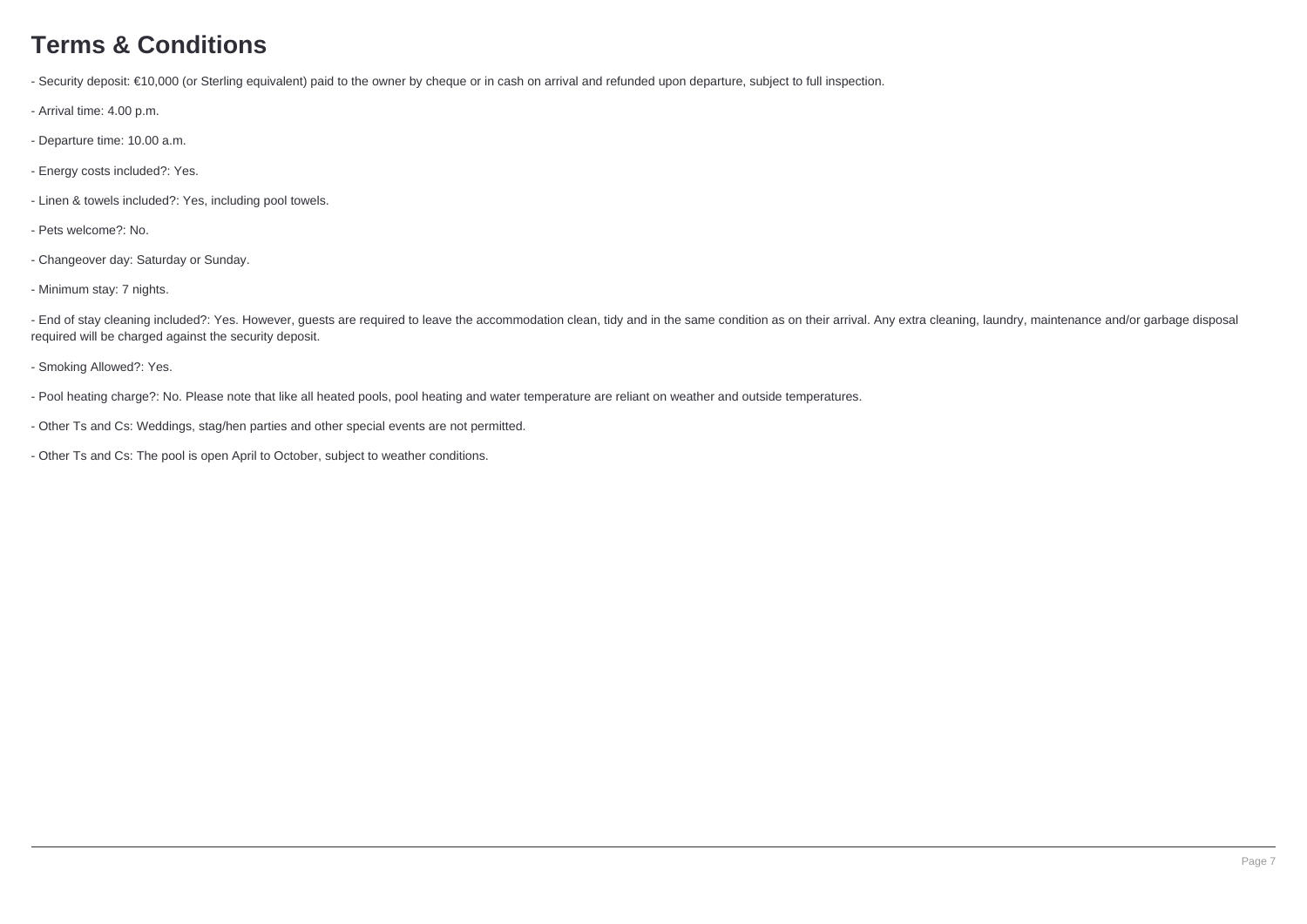# Terms & Conditions

- Security deposit: €10,000 (or Sterling equivalent) paid to the owner by cheque or in cash on arrival and refunded upon departure, subject to full inspection.

- Arrival time: 4.00 p.m.

- Departure time: 10.00 a.m.

- Energy costs included?: Yes.

- Linen & towels included?: Yes, including pool towels.

- Pets welcome?: No.

- Changeover day: Saturday or Sunday.

- Minimum stay: 7 nights.

- End of stay cleaning included?: Yes. However, guests are required to leave the accommodation clean, tidy and in the same condition as on their arrival. Any extra cleaning, laundry, maintenance and/or garbage disposal required will be charged against the security deposit.

- Smoking Allowed?: Yes.

- Pool heating charge?: No. Please note that like all heated pools, pool heating and water temperature are reliant on weather and outside temperatures.

- Other Ts and Cs: Weddings, stag/hen parties and other special events are not permitted.

- Other Ts and Cs: The pool is open April to October, subject to weather conditions.